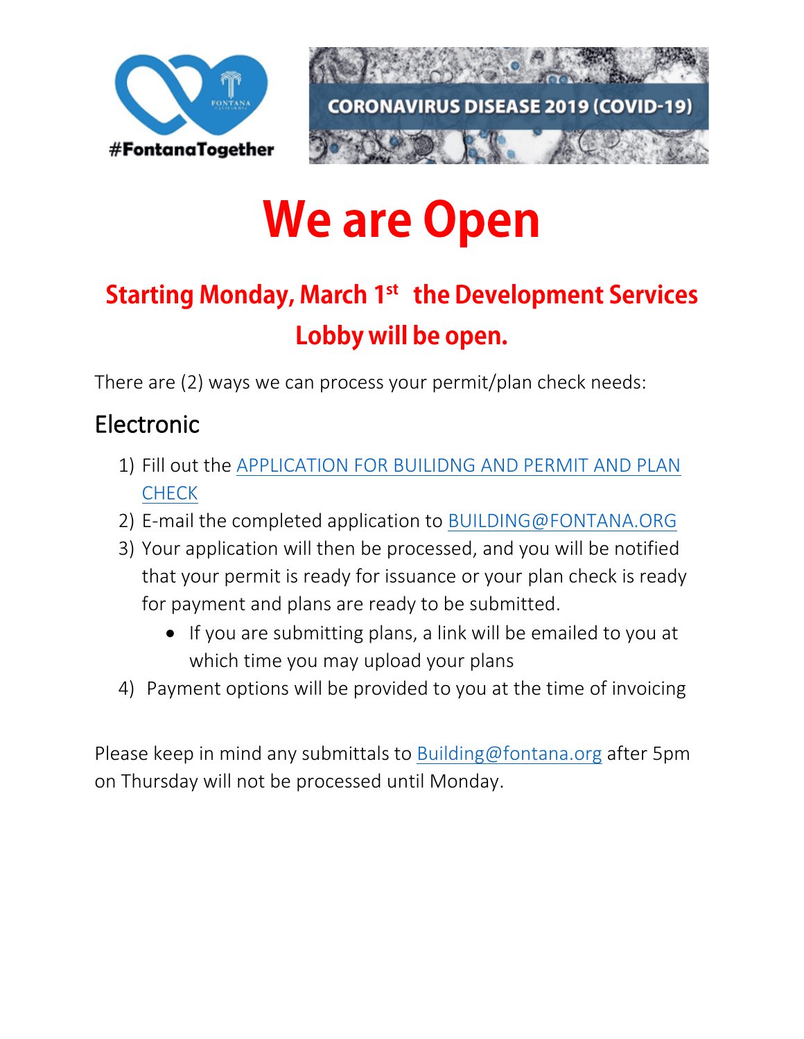#FontanaTogether

CORONAVIRUS DISEASE 2019 (COVID-19)

# We are Open

## Starting Monday, March 1st the Development Services Lobby will be open.

There are (2) ways we can process your permit/plan check needs:

## Electronic

1) Fill out the APPLICATION FOR BUILIDNG AND PERMIT AND PLAN CHECK
2) E-mail the completed application to BUILDING@FONTANA.ORG
3) Your application will then be processed, and you will be notified that your permit is ready for issuance or your plan check is ready for payment and plans are ready to be submitted.
   - If you are submitting plans, a link will be emailed to you at which time you may upload your plans
4) Payment options will be provided to you at the time of invoicing

Please keep in mind any submittals to Building@fontana.org after 5pm on Thursday will not be processed until Monday.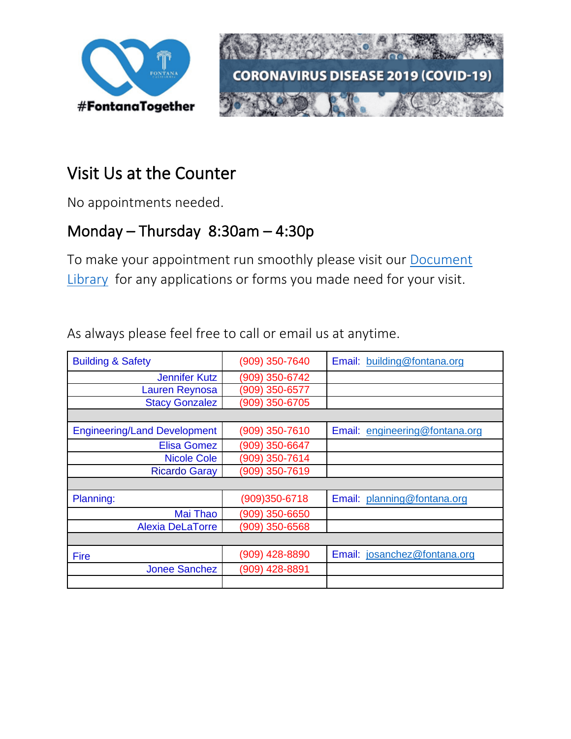## Visit Us at the Counter

No appointments needed.

### Monday – Thursday  8:30am – 4:30p

To make your appointment run smoothly please visit our Document Library  for any applications or forms you made need for your visit.

As always please feel free to call or email us at anytime.

| | | |
|---|---|---|
| Building & Safety | (909) 350-7640 | Email:  building@fontana.org |
| Jennifer Kutz | (909) 350-6742 | |
| Lauren Reynosa | (909) 350-6577 | |
| Stacy Gonzalez | (909) 350-6705 | |
| | | |
| Engineering/Land Development | (909) 350-7610 | Email:  engineering@fontana.org |
| Elisa Gomez | (909) 350-6647 | |
| Nicole Cole | (909) 350-7614 | |
| Ricardo Garay | (909) 350-7619 | |
| | | |
| Planning: | (909)350-6718 | Email:  planning@fontana.org |
| Mai Thao | (909) 350-6650 | |
| Alexia DeLaTorre | (909) 350-6568 | |
| | | |
| Fire | (909) 428-8890 | Email:  josanchez@fontana.org |
| Jonee Sanchez | (909) 428-8891 | |
| | | |